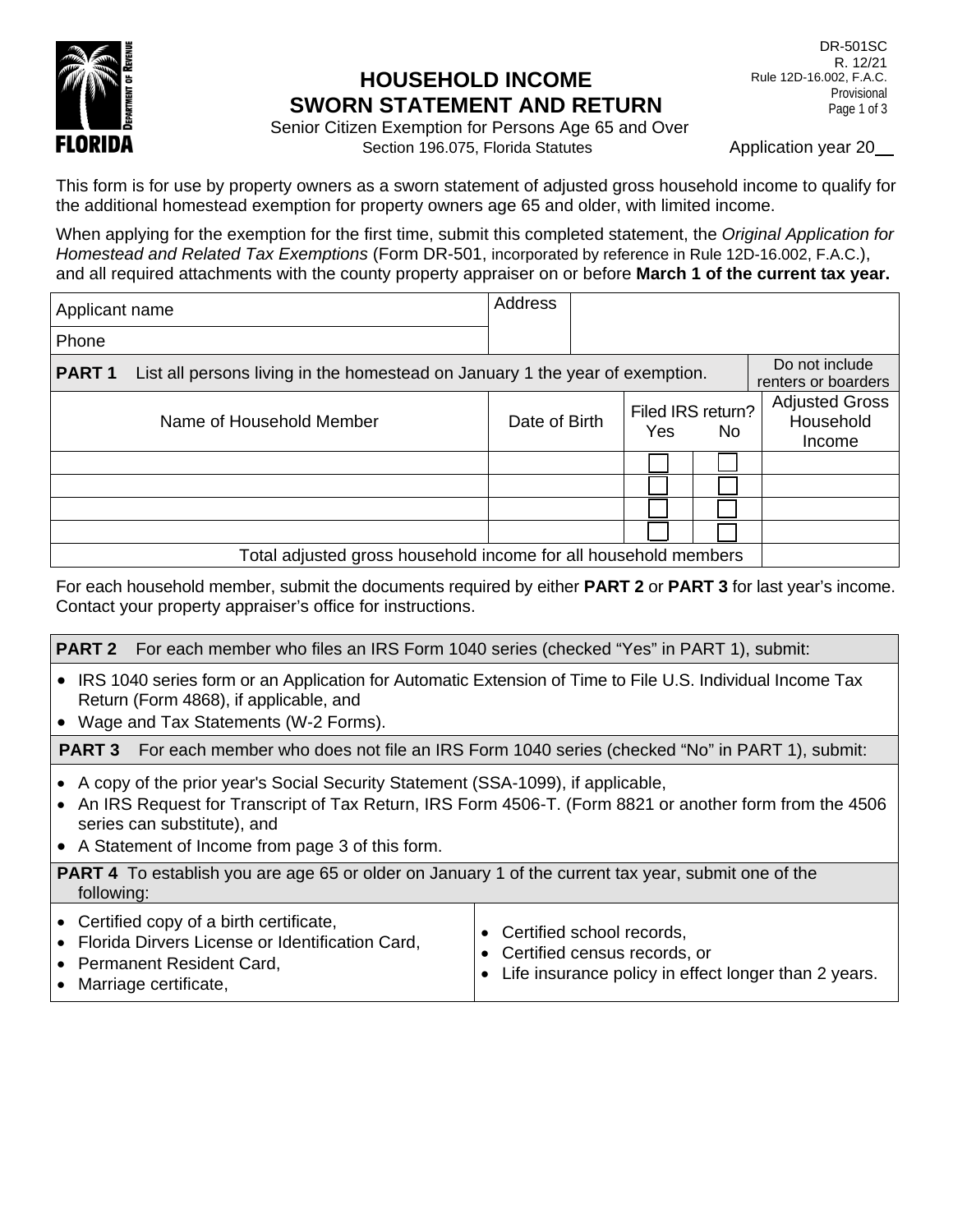DR-501SC
R. 12/21
Rule 12D-16.002, F.A.C.
Provisional

# HOUSEHOLD INCOME SWORN STATEMENT AND RETURN

Senior Citizen Exemption for Persons Age 65 and Over
Section 196.075, Florida Statutes

Application year 20__

This form is for use by property owners as a sworn statement of adjusted gross household income to qualify for the additional homestead exemption for property owners age 65 and older, with limited income.

When applying for the exemption for the first time, submit this completed statement, the *Original Application for Homestead and Related Tax Exemptions* (Form DR-501, incorporated by reference in Rule 12D-16.002, F.A.C.), and all required attachments with the county property appraiser on or before **March 1 of the current tax year.**

| Applicant name | Address |
|---|---|
| Phone | |

| **PART 1** List all persons living in the homestead on January 1 the year of exemption. | | | | Do not include renters or boarders |
|---|---|---|---|---|
| Name of Household Member | Date of Birth | Filed IRS return? Yes | No | Adjusted Gross Household Income |
| | | ☐ | ☐ | |
| | | ☐ | ☐ | |
| | | ☐ | ☐ | |
| | | ☐ | ☐ | |
| Total adjusted gross household income for all household members | | | | |

For each household member, submit the documents required by either **PART 2** or **PART 3** for last year's income. Contact your property appraiser's office for instructions.

**PART 2** For each member who files an IRS Form 1040 series (checked "Yes" in PART 1), submit:

- IRS 1040 series form or an Application for Automatic Extension of Time to File U.S. Individual Income Tax Return (Form 4868), if applicable, and
- Wage and Tax Statements (W-2 Forms).

**PART 3** For each member who does not file an IRS Form 1040 series (checked "No" in PART 1), submit:

- A copy of the prior year's Social Security Statement (SSA-1099), if applicable,
- An IRS Request for Transcript of Tax Return, IRS Form 4506-T. (Form 8821 or another form from the 4506 series can substitute), and
- A Statement of Income from page 3 of this form.

**PART 4** To establish you are age 65 or older on January 1 of the current tax year, submit one of the following:

- Certified copy of a birth certificate,
- Florida Dirvers License or Identification Card,
- Permanent Resident Card,
- Marriage certificate,
- Certified school records,
- Certified census records, or
- Life insurance policy in effect longer than 2 years.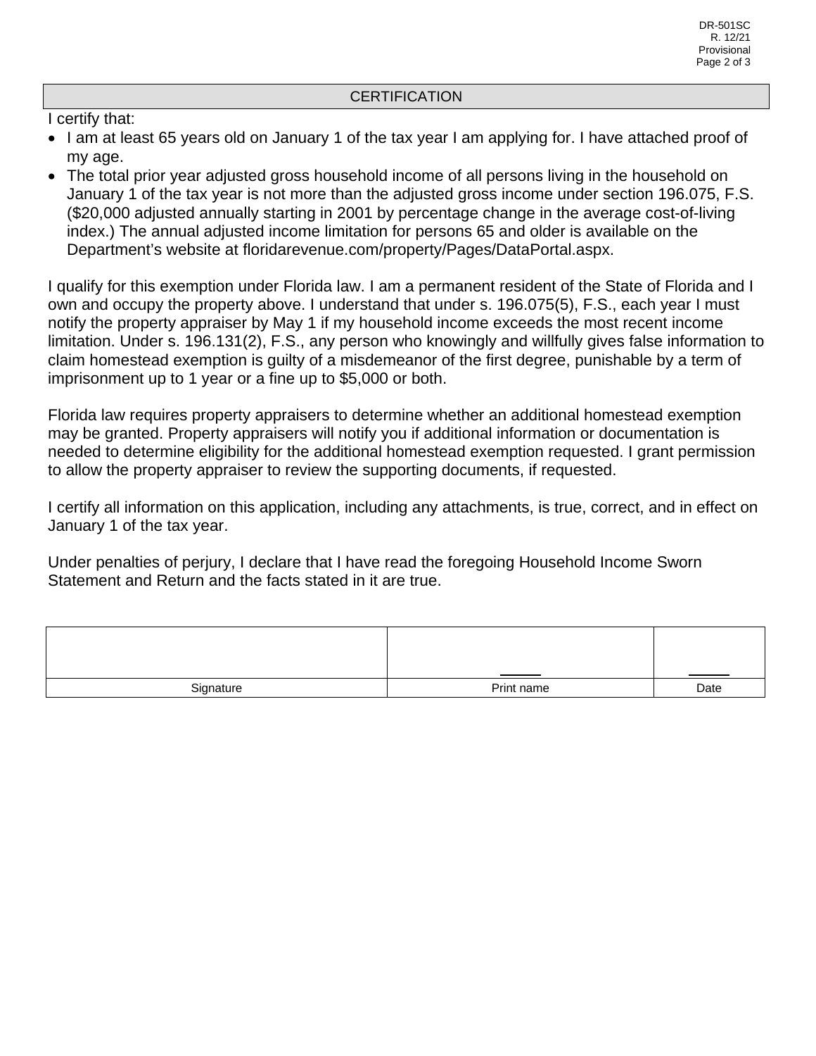## CERTIFICATION

I certify that:

- I am at least 65 years old on January 1 of the tax year I am applying for. I have attached proof of my age.
- The total prior year adjusted gross household income of all persons living in the household on January 1 of the tax year is not more than the adjusted gross income under section 196.075, F.S. ($20,000 adjusted annually starting in 2001 by percentage change in the average cost-of-living index.) The annual adjusted income limitation for persons 65 and older is available on the Department's website at floridarevenue.com/property/Pages/DataPortal.aspx.

I qualify for this exemption under Florida law. I am a permanent resident of the State of Florida and I own and occupy the property above. I understand that under s. 196.075(5), F.S., each year I must notify the property appraiser by May 1 if my household income exceeds the most recent income limitation. Under s. 196.131(2), F.S., any person who knowingly and willfully gives false information to claim homestead exemption is guilty of a misdemeanor of the first degree, punishable by a term of imprisonment up to 1 year or a fine up to $5,000 or both.

Florida law requires property appraisers to determine whether an additional homestead exemption may be granted. Property appraisers will notify you if additional information or documentation is needed to determine eligibility for the additional homestead exemption requested. I grant permission to allow the property appraiser to review the supporting documents, if requested.

I certify all information on this application, including any attachments, is true, correct, and in effect on January 1 of the tax year.

Under penalties of perjury, I declare that I have read the foregoing Household Income Sworn Statement and Return and the facts stated in it are true.

| | | |
|---|---|---|
| Signature | Print name | Date |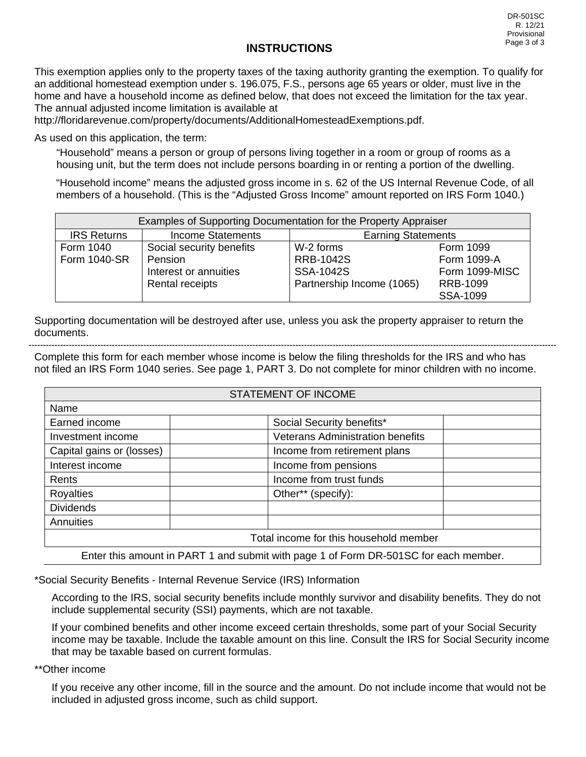## INSTRUCTIONS

This exemption applies only to the property taxes of the taxing authority granting the exemption. To qualify for an additional homestead exemption under s. 196.075, F.S., persons age 65 years or older, must live in the home and have a household income as defined below, that does not exceed the limitation for the tax year. The annual adjusted income limitation is available at http://floridarevenue.com/property/documents/AdditionalHomesteadExemptions.pdf.

As used on this application, the term:

"Household" means a person or group of persons living together in a room or group of rooms as a housing unit, but the term does not include persons boarding in or renting a portion of the dwelling.

"Household income" means the adjusted gross income in s. 62 of the US Internal Revenue Code, of all members of a household. (This is the "Adjusted Gross Income" amount reported on IRS Form 1040.)

| Examples of Supporting Documentation for the Property Appraiser | | | |
|---|---|---|---|
| IRS Returns | Income Statements | Earning Statements | |
| Form 1040<br>Form 1040-SR | Social security benefits<br>Pension<br>Interest or annuities<br>Rental receipts | W-2 forms<br>RRB-1042S<br>SSA-1042S<br>Partnership Income (1065) | Form 1099<br>Form 1099-A<br>Form 1099-MISC<br>RRB-1099<br>SSA-1099 |

Supporting documentation will be destroyed after use, unless you ask the property appraiser to return the documents.

---

Complete this form for each member whose income is below the filing thresholds for the IRS and who has not filed an IRS Form 1040 series. See page 1, PART 3. Do not complete for minor children with no income.

| STATEMENT OF INCOME | | | |
|---|---|---|---|
| Name | | | |
| Earned income | | Social Security benefits* | |
| Investment income | | Veterans Administration benefits | |
| Capital gains or (losses) | | Income from retirement plans | |
| Interest income | | Income from pensions | |
| Rents | | Income from trust funds | |
| Royalties | | Other** (specify): | |
| Dividends | | | |
| Annuities | | | |
| Total income for this household member | | | |

Enter this amount in PART 1 and submit with page 1 of Form DR-501SC for each member.

*Social Security Benefits - Internal Revenue Service (IRS) Information

According to the IRS, social security benefits include monthly survivor and disability benefits. They do not include supplemental security (SSI) payments, which are not taxable.

If your combined benefits and other income exceed certain thresholds, some part of your Social Security income may be taxable. Include the taxable amount on this line. Consult the IRS for Social Security income that may be taxable based on current formulas.

**Other income

If you receive any other income, fill in the source and the amount. Do not include income that would not be included in adjusted gross income, such as child support.